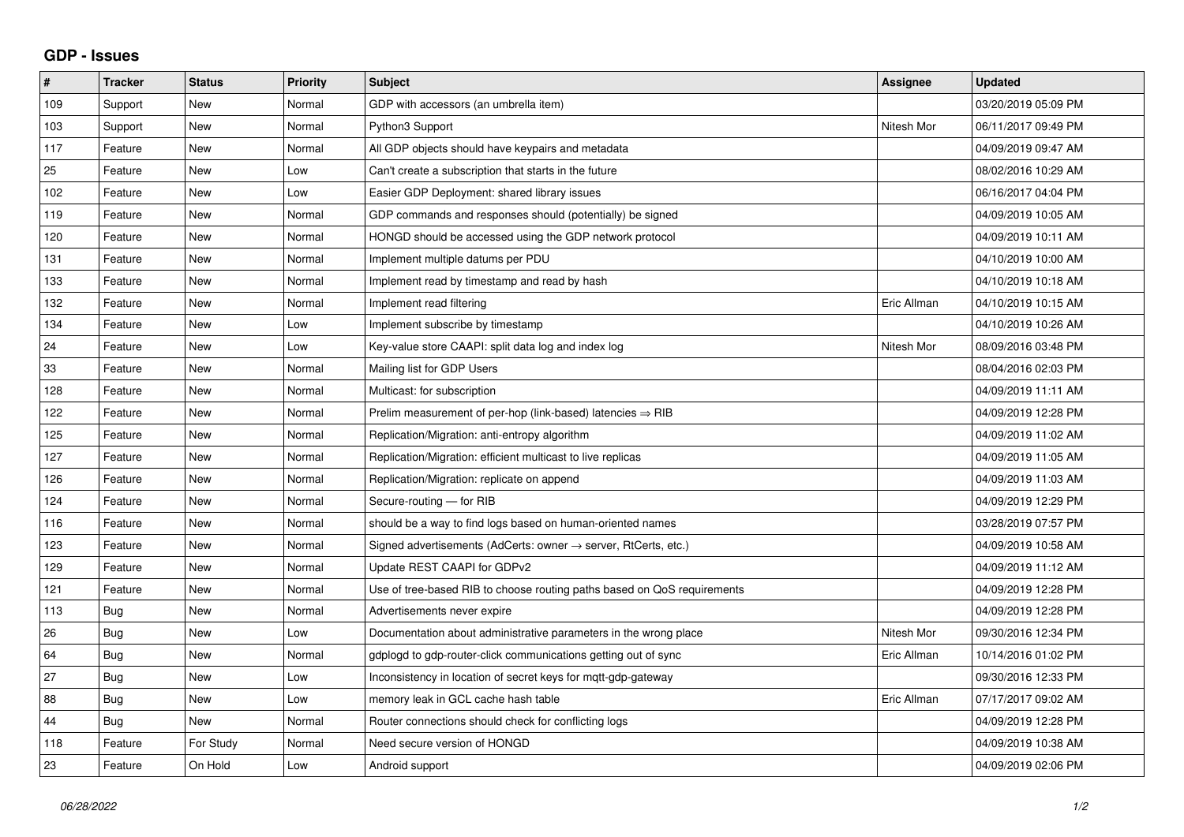## GDP - Issues

| # | Tracker | Status | Priority | Subject | Assignee | Updated |
|---|---|---|---|---|---|---|
| 109 | Support | New | Normal | GDP with accessors (an umbrella item) | | 03/20/2019 05:09 PM |
| 103 | Support | New | Normal | Python3 Support | Nitesh Mor | 06/11/2017 09:49 PM |
| 117 | Feature | New | Normal | All GDP objects should have keypairs and metadata | | 04/09/2019 09:47 AM |
| 25 | Feature | New | Low | Can't create a subscription that starts in the future | | 08/02/2016 10:29 AM |
| 102 | Feature | New | Low | Easier GDP Deployment: shared library issues | | 06/16/2017 04:04 PM |
| 119 | Feature | New | Normal | GDP commands and responses should (potentially) be signed | | 04/09/2019 10:05 AM |
| 120 | Feature | New | Normal | HONGD should be accessed using the GDP network protocol | | 04/09/2019 10:11 AM |
| 131 | Feature | New | Normal | Implement multiple datums per PDU | | 04/10/2019 10:00 AM |
| 133 | Feature | New | Normal | Implement read by timestamp and read by hash | | 04/10/2019 10:18 AM |
| 132 | Feature | New | Normal | Implement read filtering | Eric Allman | 04/10/2019 10:15 AM |
| 134 | Feature | New | Low | Implement subscribe by timestamp | | 04/10/2019 10:26 AM |
| 24 | Feature | New | Low | Key-value store CAAPI: split data log and index log | Nitesh Mor | 08/09/2016 03:48 PM |
| 33 | Feature | New | Normal | Mailing list for GDP Users | | 08/04/2016 02:03 PM |
| 128 | Feature | New | Normal | Multicast: for subscription | | 04/09/2019 11:11 AM |
| 122 | Feature | New | Normal | Prelim measurement of per-hop (link-based) latencies ⇒ RIB | | 04/09/2019 12:28 PM |
| 125 | Feature | New | Normal | Replication/Migration: anti-entropy algorithm | | 04/09/2019 11:02 AM |
| 127 | Feature | New | Normal | Replication/Migration: efficient multicast to live replicas | | 04/09/2019 11:05 AM |
| 126 | Feature | New | Normal | Replication/Migration: replicate on append | | 04/09/2019 11:03 AM |
| 124 | Feature | New | Normal | Secure-routing — for RIB | | 04/09/2019 12:29 PM |
| 116 | Feature | New | Normal | should be a way to find logs based on human-oriented names | | 03/28/2019 07:57 PM |
| 123 | Feature | New | Normal | Signed advertisements (AdCerts: owner → server, RtCerts, etc.) | | 04/09/2019 10:58 AM |
| 129 | Feature | New | Normal | Update REST CAAPI for GDPv2 | | 04/09/2019 11:12 AM |
| 121 | Feature | New | Normal | Use of tree-based RIB to choose routing paths based on QoS requirements | | 04/09/2019 12:28 PM |
| 113 | Bug | New | Normal | Advertisements never expire | | 04/09/2019 12:28 PM |
| 26 | Bug | New | Low | Documentation about administrative parameters in the wrong place | Nitesh Mor | 09/30/2016 12:34 PM |
| 64 | Bug | New | Normal | gdplogd to gdp-router-click communications getting out of sync | Eric Allman | 10/14/2016 01:02 PM |
| 27 | Bug | New | Low | Inconsistency in location of secret keys for mqtt-gdp-gateway | | 09/30/2016 12:33 PM |
| 88 | Bug | New | Low | memory leak in GCL cache hash table | Eric Allman | 07/17/2017 09:02 AM |
| 44 | Bug | New | Normal | Router connections should check for conflicting logs | | 04/09/2019 12:28 PM |
| 118 | Feature | For Study | Normal | Need secure version of HONGD | | 04/09/2019 10:38 AM |
| 23 | Feature | On Hold | Low | Android support | | 04/09/2019 02:06 PM |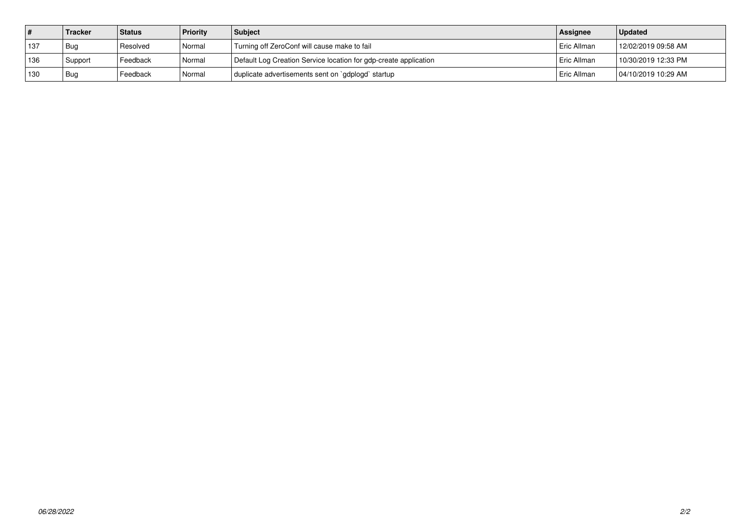| # | Tracker | Status | Priority | Subject | Assignee | Updated |
|---|---|---|---|---|---|---|
| 137 | Bug | Resolved | Normal | Turning off ZeroConf will cause make to fail | Eric Allman | 12/02/2019 09:58 AM |
| 136 | Support | Feedback | Normal | Default Log Creation Service location for gdp-create application | Eric Allman | 10/30/2019 12:33 PM |
| 130 | Bug | Feedback | Normal | duplicate advertisements sent on `gdplogd` startup | Eric Allman | 04/10/2019 10:29 AM |